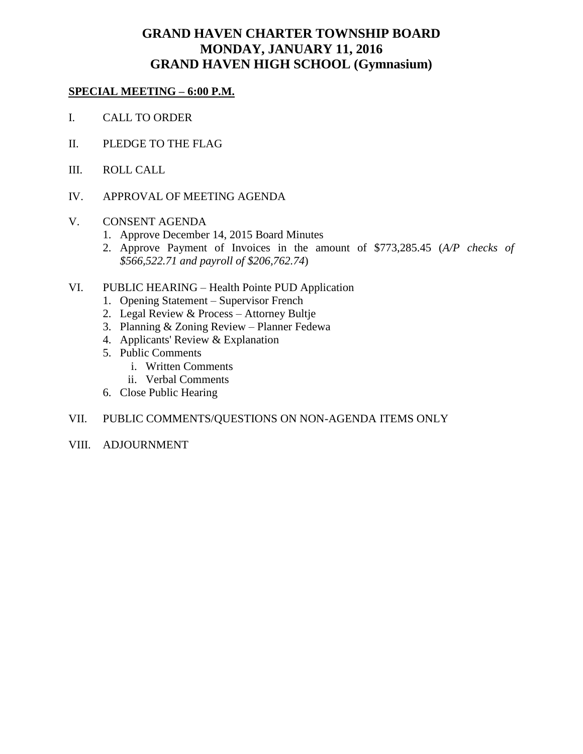# GRAND HAVEN CHARTER TOWNSHIP BOARD
# MONDAY, JANUARY 11, 2016
# GRAND HAVEN HIGH SCHOOL (Gymnasium)

**SPECIAL MEETING – 6:00 P.M.**

I. CALL TO ORDER

II. PLEDGE TO THE FLAG

III. ROLL CALL

IV. APPROVAL OF MEETING AGENDA

V. CONSENT AGENDA
   1. Approve December 14, 2015 Board Minutes
   2. Approve Payment of Invoices in the amount of $773,285.45 (*A/P checks of $566,522.71 and payroll of $206,762.74*)

VI. PUBLIC HEARING – Health Pointe PUD Application
   1. Opening Statement – Supervisor French
   2. Legal Review & Process – Attorney Bultje
   3. Planning & Zoning Review – Planner Fedewa
   4. Applicants' Review & Explanation
   5. Public Comments
      i. Written Comments
      ii. Verbal Comments
   6. Close Public Hearing

VII. PUBLIC COMMENTS/QUESTIONS ON NON-AGENDA ITEMS ONLY

VIII. ADJOURNMENT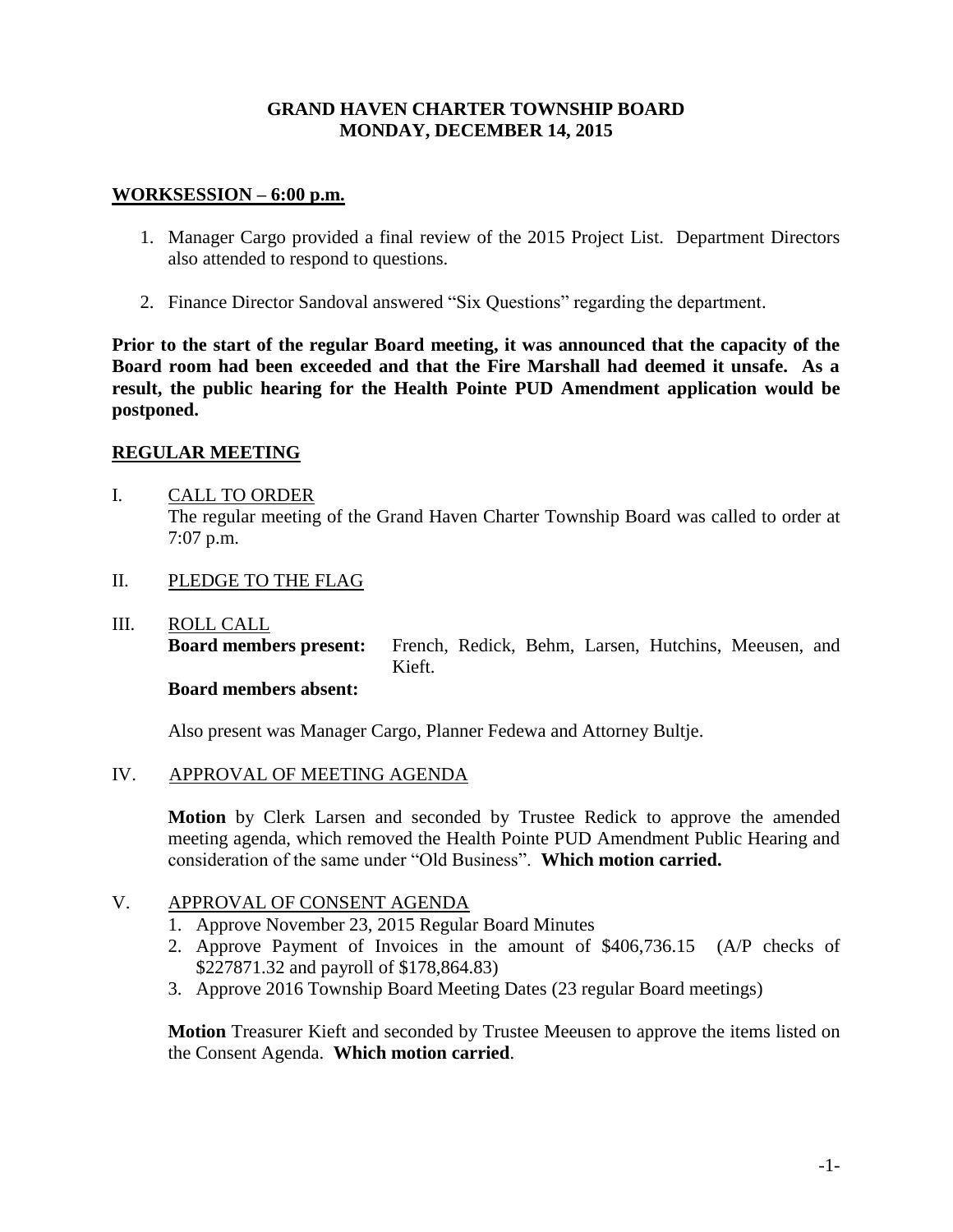# GRAND HAVEN CHARTER TOWNSHIP BOARD
# MONDAY, DECEMBER 14, 2015

## WORKSESSION – 6:00 p.m.

1. Manager Cargo provided a final review of the 2015 Project List. Department Directors also attended to respond to questions.
2. Finance Director Sandoval answered "Six Questions" regarding the department.

**Prior to the start of the regular Board meeting, it was announced that the capacity of the Board room had been exceeded and that the Fire Marshall had deemed it unsafe. As a result, the public hearing for the Health Pointe PUD Amendment application would be postponed.**

## REGULAR MEETING

I. CALL TO ORDER

The regular meeting of the Grand Haven Charter Township Board was called to order at 7:07 p.m.

II. PLEDGE TO THE FLAG

III. ROLL CALL

**Board members present:** French, Redick, Behm, Larsen, Hutchins, Meeusen, and Kieft.

**Board members absent:**

Also present was Manager Cargo, Planner Fedewa and Attorney Bultje.

IV. APPROVAL OF MEETING AGENDA

**Motion** by Clerk Larsen and seconded by Trustee Redick to approve the amended meeting agenda, which removed the Health Pointe PUD Amendment Public Hearing and consideration of the same under "Old Business". **Which motion carried.**

V. APPROVAL OF CONSENT AGENDA

1. Approve November 23, 2015 Regular Board Minutes
2. Approve Payment of Invoices in the amount of $406,736.15 (A/P checks of $227871.32 and payroll of $178,864.83)
3. Approve 2016 Township Board Meeting Dates (23 regular Board meetings)

**Motion** Treasurer Kieft and seconded by Trustee Meeusen to approve the items listed on the Consent Agenda. **Which motion carried**.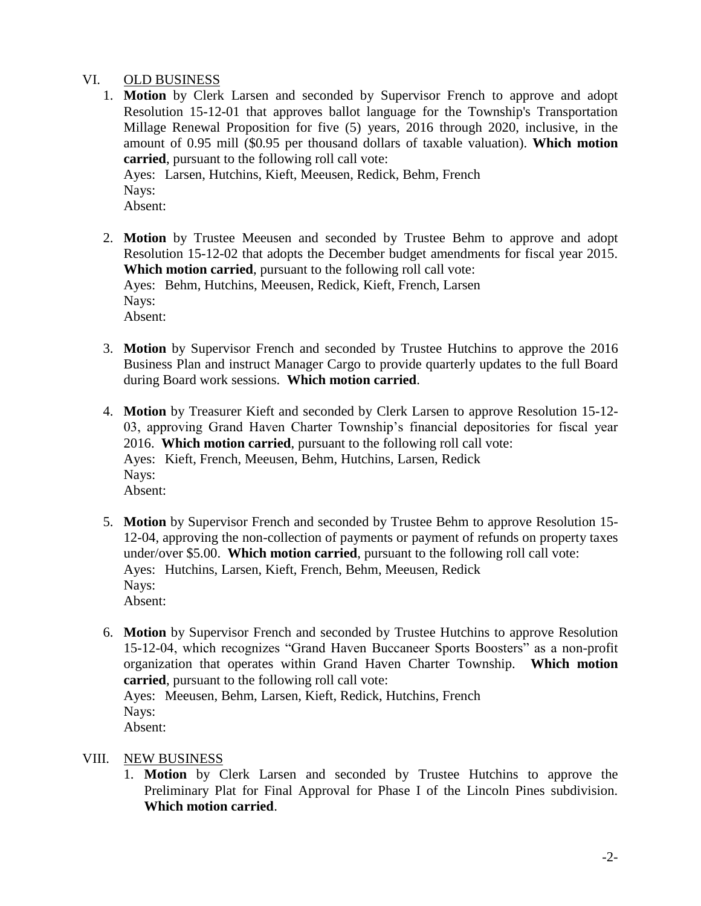VI. OLD BUSINESS

1. **Motion** by Clerk Larsen and seconded by Supervisor French to approve and adopt Resolution 15-12-01 that approves ballot language for the Township's Transportation Millage Renewal Proposition for five (5) years, 2016 through 2020, inclusive, in the amount of 0.95 mill ($0.95 per thousand dollars of taxable valuation). **Which motion carried**, pursuant to the following roll call vote:
   Ayes: Larsen, Hutchins, Kieft, Meeusen, Redick, Behm, French
   Nays:
   Absent:

2. **Motion** by Trustee Meeusen and seconded by Trustee Behm to approve and adopt Resolution 15-12-02 that adopts the December budget amendments for fiscal year 2015. **Which motion carried**, pursuant to the following roll call vote:
   Ayes: Behm, Hutchins, Meeusen, Redick, Kieft, French, Larsen
   Nays:
   Absent:

3. **Motion** by Supervisor French and seconded by Trustee Hutchins to approve the 2016 Business Plan and instruct Manager Cargo to provide quarterly updates to the full Board during Board work sessions. **Which motion carried**.

4. **Motion** by Treasurer Kieft and seconded by Clerk Larsen to approve Resolution 15-12-03, approving Grand Haven Charter Township's financial depositories for fiscal year 2016. **Which motion carried**, pursuant to the following roll call vote:
   Ayes: Kieft, French, Meeusen, Behm, Hutchins, Larsen, Redick
   Nays:
   Absent:

5. **Motion** by Supervisor French and seconded by Trustee Behm to approve Resolution 15-12-04, approving the non-collection of payments or payment of refunds on property taxes under/over $5.00. **Which motion carried**, pursuant to the following roll call vote:
   Ayes: Hutchins, Larsen, Kieft, French, Behm, Meeusen, Redick
   Nays:
   Absent:

6. **Motion** by Supervisor French and seconded by Trustee Hutchins to approve Resolution 15-12-04, which recognizes "Grand Haven Buccaneer Sports Boosters" as a non-profit organization that operates within Grand Haven Charter Township. **Which motion carried**, pursuant to the following roll call vote:
   Ayes: Meeusen, Behm, Larsen, Kieft, Redick, Hutchins, French
   Nays:
   Absent:

VIII. NEW BUSINESS

1. **Motion** by Clerk Larsen and seconded by Trustee Hutchins to approve the Preliminary Plat for Final Approval for Phase I of the Lincoln Pines subdivision. **Which motion carried**.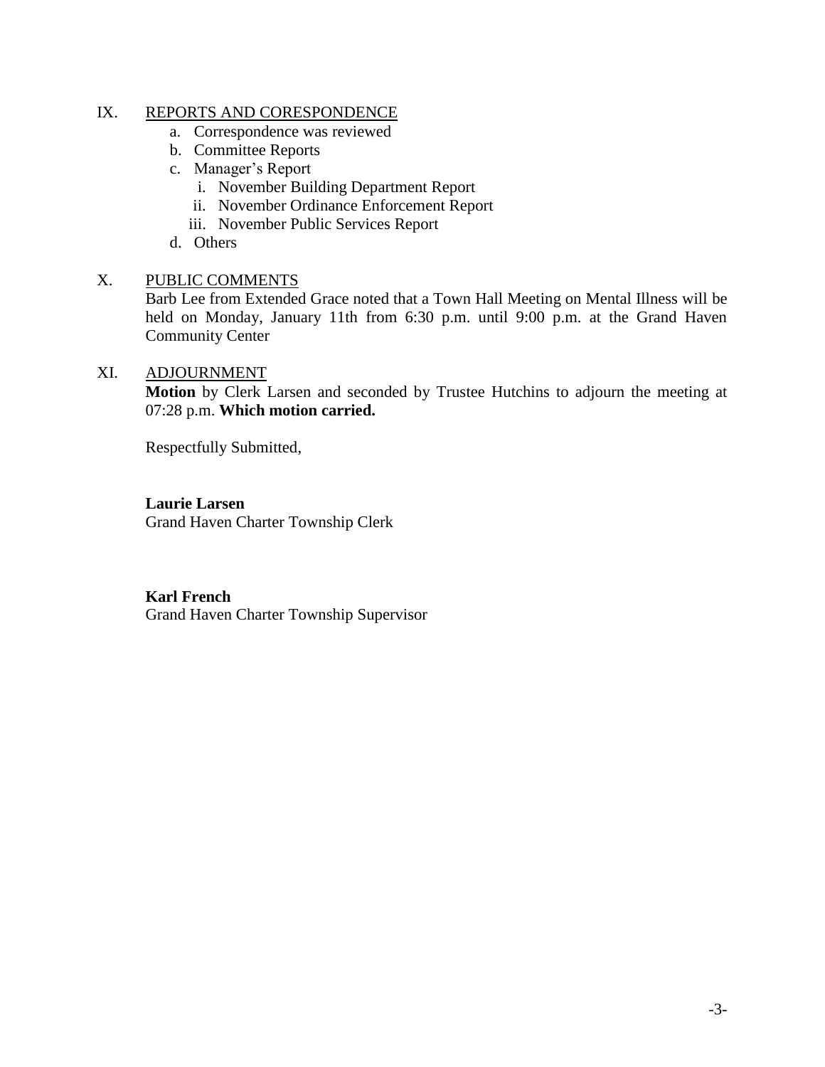## IX. REPORTS AND CORESPONDENCE

a. Correspondence was reviewed
b. Committee Reports
c. Manager's Report
   i. November Building Department Report
   ii. November Ordinance Enforcement Report
   iii. November Public Services Report
d. Others

## X. PUBLIC COMMENTS

Barb Lee from Extended Grace noted that a Town Hall Meeting on Mental Illness will be held on Monday, January 11th from 6:30 p.m. until 9:00 p.m. at the Grand Haven Community Center

## XI. ADJOURNMENT

**Motion** by Clerk Larsen and seconded by Trustee Hutchins to adjourn the meeting at 07:28 p.m. **Which motion carried.**

Respectfully Submitted,

**Laurie Larsen**
Grand Haven Charter Township Clerk

**Karl French**
Grand Haven Charter Township Supervisor